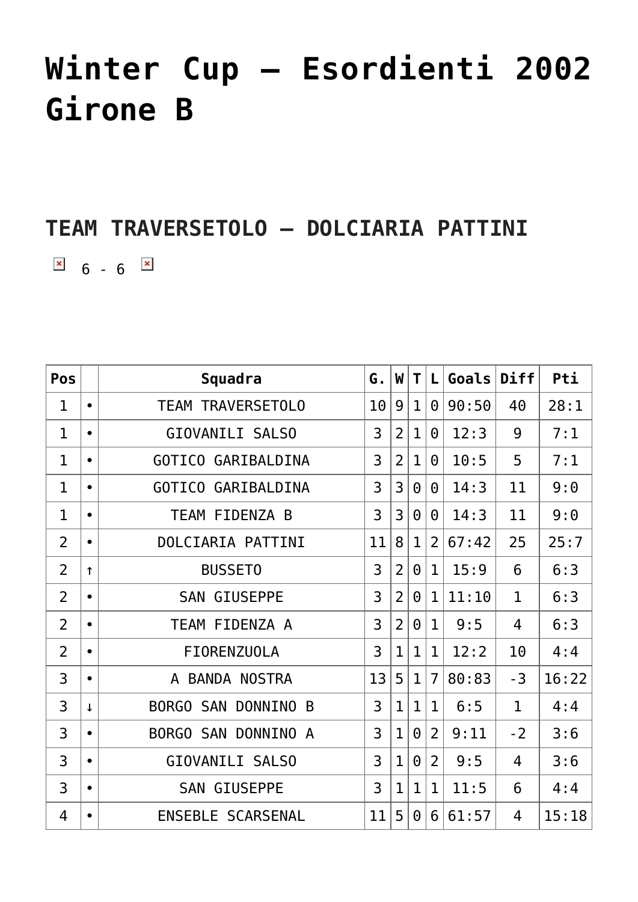# Winter Cup – Esordienti 2002 Girone B

## TEAM TRAVERSETOLO – DOLCIARIA PATTINI

6 - 6

| Pos | | Squadra | G. | W | T | L | Goals | Diff | Pti |
|---|---|---|---|---|---|---|---|---|---|
| 1 | • | TEAM TRAVERSETOLO | 10 | 9 | 1 | 0 | 90:50 | 40 | 28:1 |
| 1 | • | GIOVANILI SALSO | 3 | 2 | 1 | 0 | 12:3 | 9 | 7:1 |
| 1 | • | GOTICO GARIBALDINA | 3 | 2 | 1 | 0 | 10:5 | 5 | 7:1 |
| 1 | • | GOTICO GARIBALDINA | 3 | 3 | 0 | 0 | 14:3 | 11 | 9:0 |
| 1 | • | TEAM FIDENZA B | 3 | 3 | 0 | 0 | 14:3 | 11 | 9:0 |
| 2 | • | DOLCIARIA PATTINI | 11 | 8 | 1 | 2 | 67:42 | 25 | 25:7 |
| 2 | ↑ | BUSSETO | 3 | 2 | 0 | 1 | 15:9 | 6 | 6:3 |
| 2 | • | SAN GIUSEPPE | 3 | 2 | 0 | 1 | 11:10 | 1 | 6:3 |
| 2 | • | TEAM FIDENZA A | 3 | 2 | 0 | 1 | 9:5 | 4 | 6:3 |
| 2 | • | FIORENZUOLA | 3 | 1 | 1 | 1 | 12:2 | 10 | 4:4 |
| 3 | • | A BANDA NOSTRA | 13 | 5 | 1 | 7 | 80:83 | -3 | 16:22 |
| 3 | ↓ | BORGO SAN DONNINO B | 3 | 1 | 1 | 1 | 6:5 | 1 | 4:4 |
| 3 | • | BORGO SAN DONNINO A | 3 | 1 | 0 | 2 | 9:11 | -2 | 3:6 |
| 3 | • | GIOVANILI SALSO | 3 | 1 | 0 | 2 | 9:5 | 4 | 3:6 |
| 3 | • | SAN GIUSEPPE | 3 | 1 | 1 | 1 | 11:5 | 6 | 4:4 |
| 4 | • | ENSEBLE SCARSENAL | 11 | 5 | 0 | 6 | 61:57 | 4 | 15:18 |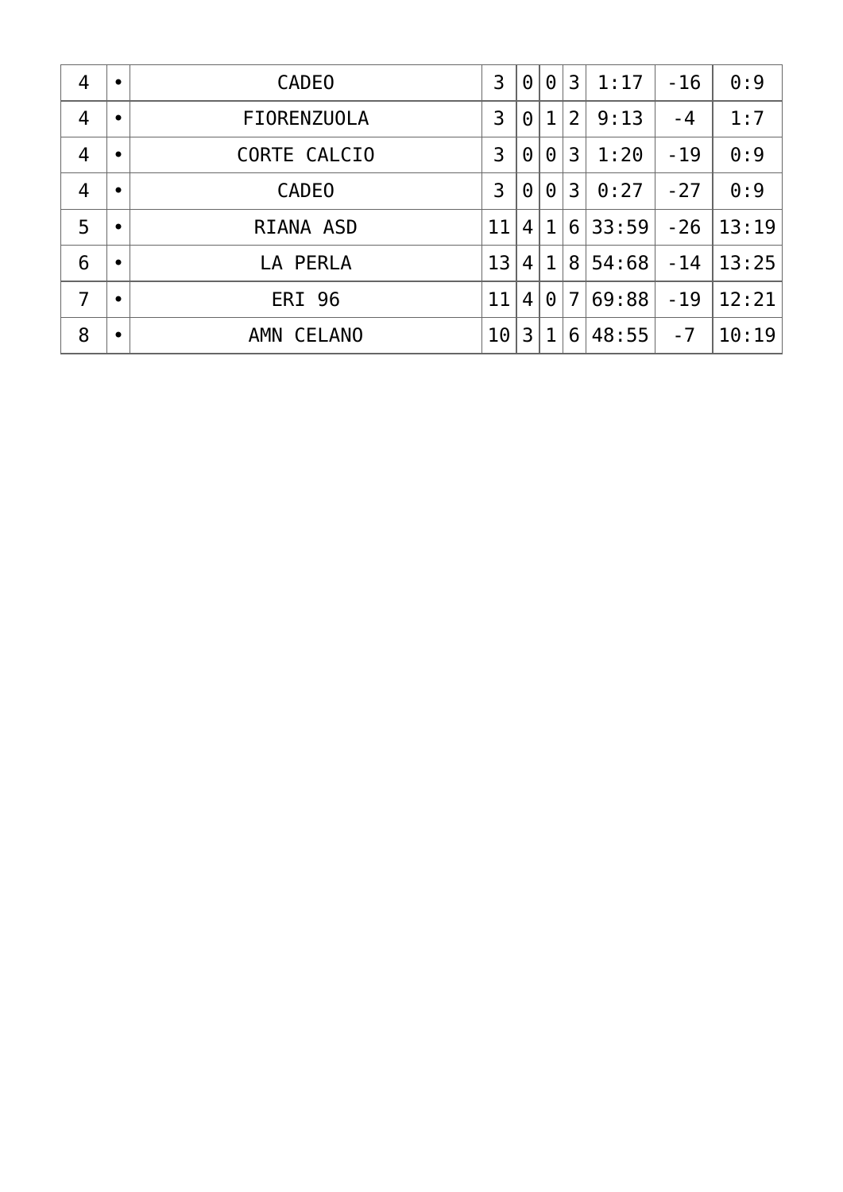| | | | | | | | | | |
|---|---|---|---|---|---|---|---|---|---|
| 4 | • | CADEO | 3 | 0 | 0 | 3 | 1:17 | -16 | 0:9 |
| 4 | • | FIORENZUOLA | 3 | 0 | 1 | 2 | 9:13 | -4 | 1:7 |
| 4 | • | CORTE CALCIO | 3 | 0 | 0 | 3 | 1:20 | -19 | 0:9 |
| 4 | • | CADEO | 3 | 0 | 0 | 3 | 0:27 | -27 | 0:9 |
| 5 | • | RIANA ASD | 11 | 4 | 1 | 6 | 33:59 | -26 | 13:19 |
| 6 | • | LA PERLA | 13 | 4 | 1 | 8 | 54:68 | -14 | 13:25 |
| 7 | • | ERI 96 | 11 | 4 | 0 | 7 | 69:88 | -19 | 12:21 |
| 8 | • | AMN CELANO | 10 | 3 | 1 | 6 | 48:55 | -7 | 10:19 |